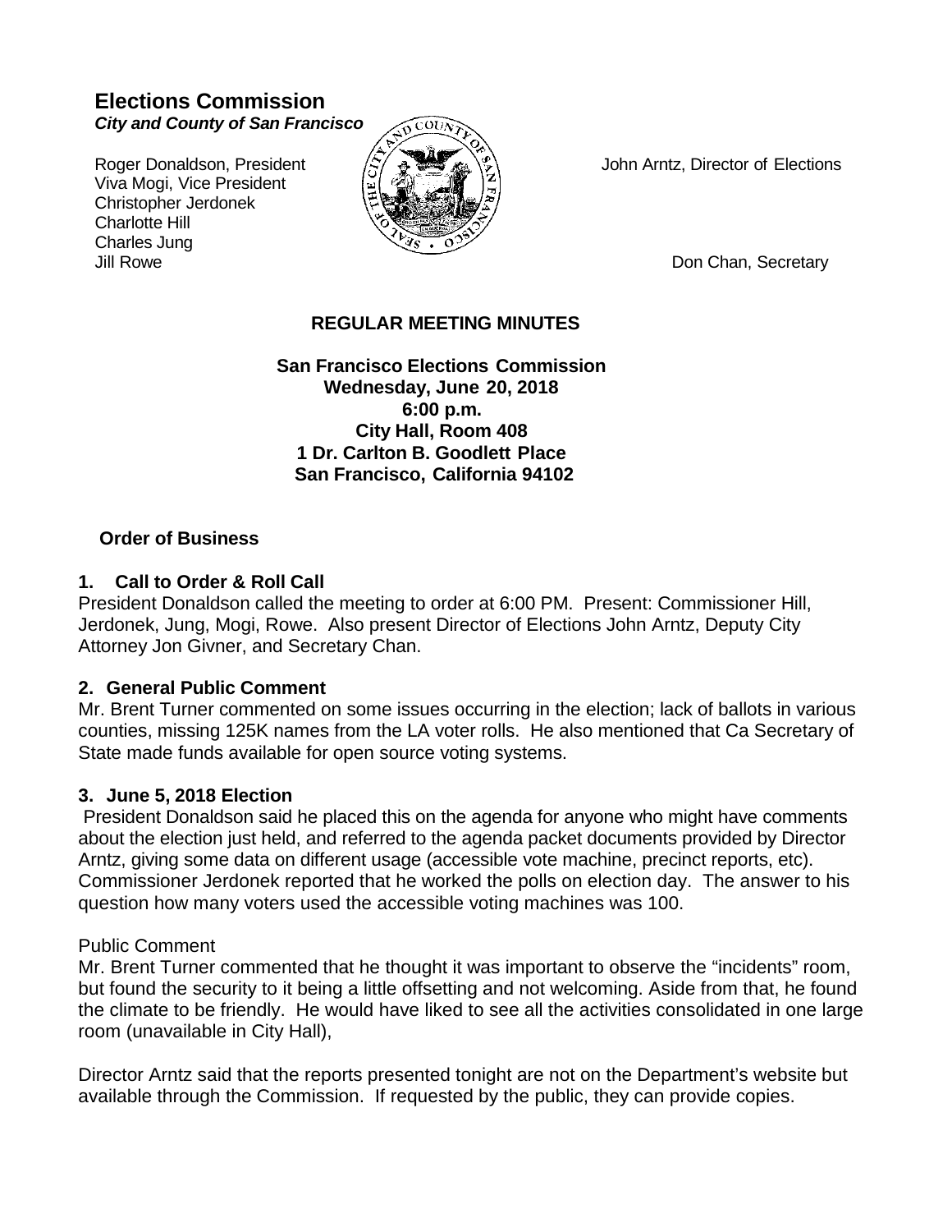# Elections Commission

***City and County of San Francisco***

Roger Donaldson, President
Viva Mogi, Vice President
Christopher Jerdonek
Charlotte Hill
Charles Jung
Jill Rowe

John Arntz, Director of Elections

Don Chan, Secretary

## REGULAR MEETING MINUTES

**San Francisco Elections Commission**
**Wednesday, June 20, 2018**
**6:00 p.m.**
**City Hall, Room 408**
**1 Dr. Carlton B. Goodlett Place**
**San Francisco, California 94102**

### Order of Business

**1. Call to Order & Roll Call**

President Donaldson called the meeting to order at 6:00 PM. Present: Commissioner Hill, Jerdonek, Jung, Mogi, Rowe. Also present Director of Elections John Arntz, Deputy City Attorney Jon Givner, and Secretary Chan.

**2. General Public Comment**

Mr. Brent Turner commented on some issues occurring in the election; lack of ballots in various counties, missing 125K names from the LA voter rolls. He also mentioned that Ca Secretary of State made funds available for open source voting systems.

**3. June 5, 2018 Election**

President Donaldson said he placed this on the agenda for anyone who might have comments about the election just held, and referred to the agenda packet documents provided by Director Arntz, giving some data on different usage (accessible vote machine, precinct reports, etc). Commissioner Jerdonek reported that he worked the polls on election day. The answer to his question how many voters used the accessible voting machines was 100.

Public Comment

Mr. Brent Turner commented that he thought it was important to observe the "incidents" room, but found the security to it being a little offsetting and not welcoming. Aside from that, he found the climate to be friendly. He would have liked to see all the activities consolidated in one large room (unavailable in City Hall),

Director Arntz said that the reports presented tonight are not on the Department's website but available through the Commission. If requested by the public, they can provide copies.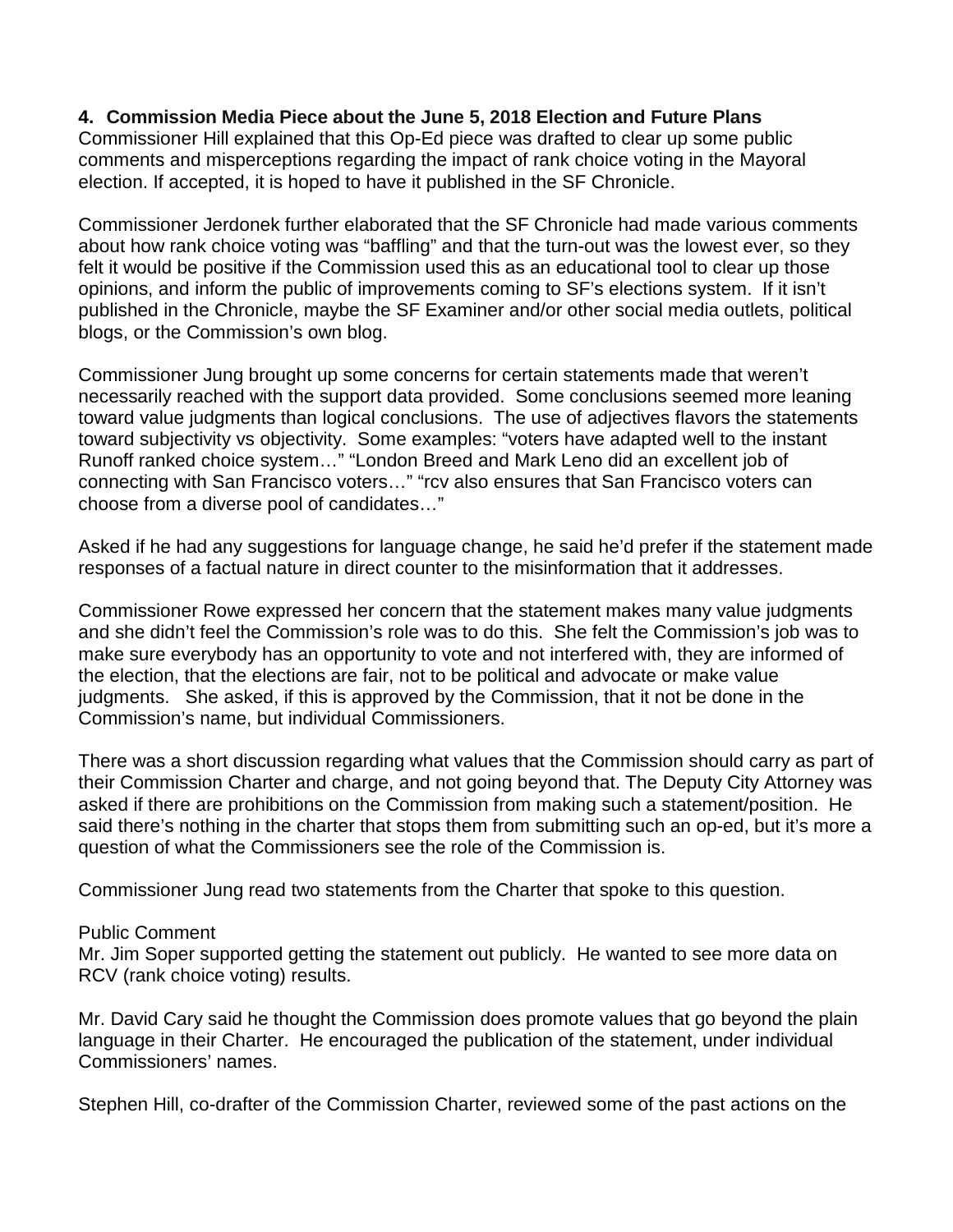**4. Commission Media Piece about the June 5, 2018 Election and Future Plans**
Commissioner Hill explained that this Op-Ed piece was drafted to clear up some public comments and misperceptions regarding the impact of rank choice voting in the Mayoral election. If accepted, it is hoped to have it published in the SF Chronicle.

Commissioner Jerdonek further elaborated that the SF Chronicle had made various comments about how rank choice voting was "baffling" and that the turn-out was the lowest ever, so they felt it would be positive if the Commission used this as an educational tool to clear up those opinions, and inform the public of improvements coming to SF's elections system. If it isn't published in the Chronicle, maybe the SF Examiner and/or other social media outlets, political blogs, or the Commission's own blog.

Commissioner Jung brought up some concerns for certain statements made that weren't necessarily reached with the support data provided. Some conclusions seemed more leaning toward value judgments than logical conclusions. The use of adjectives flavors the statements toward subjectivity vs objectivity. Some examples: "voters have adapted well to the instant Runoff ranked choice system…" "London Breed and Mark Leno did an excellent job of connecting with San Francisco voters…" "rcv also ensures that San Francisco voters can choose from a diverse pool of candidates…"

Asked if he had any suggestions for language change, he said he'd prefer if the statement made responses of a factual nature in direct counter to the misinformation that it addresses.

Commissioner Rowe expressed her concern that the statement makes many value judgments and she didn't feel the Commission's role was to do this. She felt the Commission's job was to make sure everybody has an opportunity to vote and not interfered with, they are informed of the election, that the elections are fair, not to be political and advocate or make value judgments. She asked, if this is approved by the Commission, that it not be done in the Commission's name, but individual Commissioners.

There was a short discussion regarding what values that the Commission should carry as part of their Commission Charter and charge, and not going beyond that. The Deputy City Attorney was asked if there are prohibitions on the Commission from making such a statement/position. He said there's nothing in the charter that stops them from submitting such an op-ed, but it's more a question of what the Commissioners see the role of the Commission is.

Commissioner Jung read two statements from the Charter that spoke to this question.

Public Comment
Mr. Jim Soper supported getting the statement out publicly. He wanted to see more data on RCV (rank choice voting) results.

Mr. David Cary said he thought the Commission does promote values that go beyond the plain language in their Charter. He encouraged the publication of the statement, under individual Commissioners' names.

Stephen Hill, co-drafter of the Commission Charter, reviewed some of the past actions on the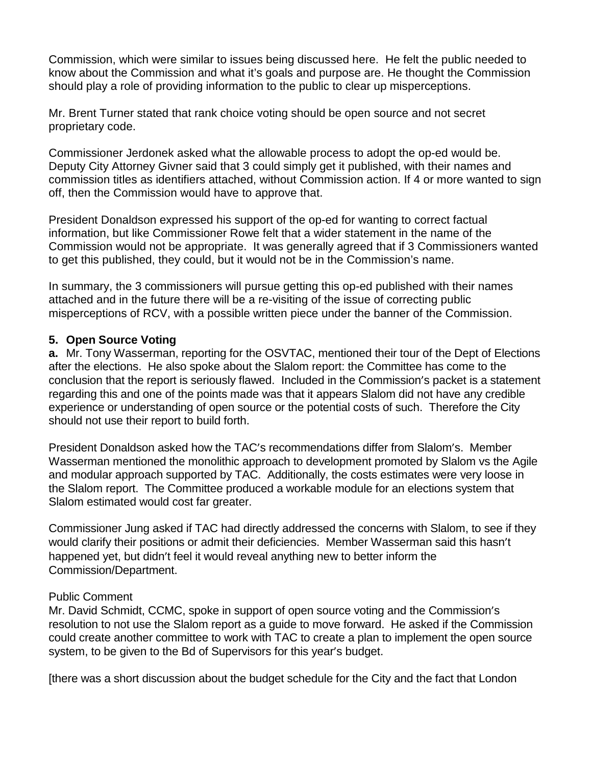Commission, which were similar to issues being discussed here. He felt the public needed to know about the Commission and what it's goals and purpose are. He thought the Commission should play a role of providing information to the public to clear up misperceptions.

Mr. Brent Turner stated that rank choice voting should be open source and not secret proprietary code.

Commissioner Jerdonek asked what the allowable process to adopt the op-ed would be. Deputy City Attorney Givner said that 3 could simply get it published, with their names and commission titles as identifiers attached, without Commission action. If 4 or more wanted to sign off, then the Commission would have to approve that.

President Donaldson expressed his support of the op-ed for wanting to correct factual information, but like Commissioner Rowe felt that a wider statement in the name of the Commission would not be appropriate. It was generally agreed that if 3 Commissioners wanted to get this published, they could, but it would not be in the Commission's name.

In summary, the 3 commissioners will pursue getting this op-ed published with their names attached and in the future there will be a re-visiting of the issue of correcting public misperceptions of RCV, with a possible written piece under the banner of the Commission.

**5. Open Source Voting**

**a.** Mr. Tony Wasserman, reporting for the OSVTAC, mentioned their tour of the Dept of Elections after the elections. He also spoke about the Slalom report: the Committee has come to the conclusion that the report is seriously flawed. Included in the Commission's packet is a statement regarding this and one of the points made was that it appears Slalom did not have any credible experience or understanding of open source or the potential costs of such. Therefore the City should not use their report to build forth.

President Donaldson asked how the TAC's recommendations differ from Slalom's. Member Wasserman mentioned the monolithic approach to development promoted by Slalom vs the Agile and modular approach supported by TAC. Additionally, the costs estimates were very loose in the Slalom report. The Committee produced a workable module for an elections system that Slalom estimated would cost far greater.

Commissioner Jung asked if TAC had directly addressed the concerns with Slalom, to see if they would clarify their positions or admit their deficiencies. Member Wasserman said this hasn't happened yet, but didn't feel it would reveal anything new to better inform the Commission/Department.

Public Comment

Mr. David Schmidt, CCMC, spoke in support of open source voting and the Commission's resolution to not use the Slalom report as a guide to move forward. He asked if the Commission could create another committee to work with TAC to create a plan to implement the open source system, to be given to the Bd of Supervisors for this year's budget.

[there was a short discussion about the budget schedule for the City and the fact that London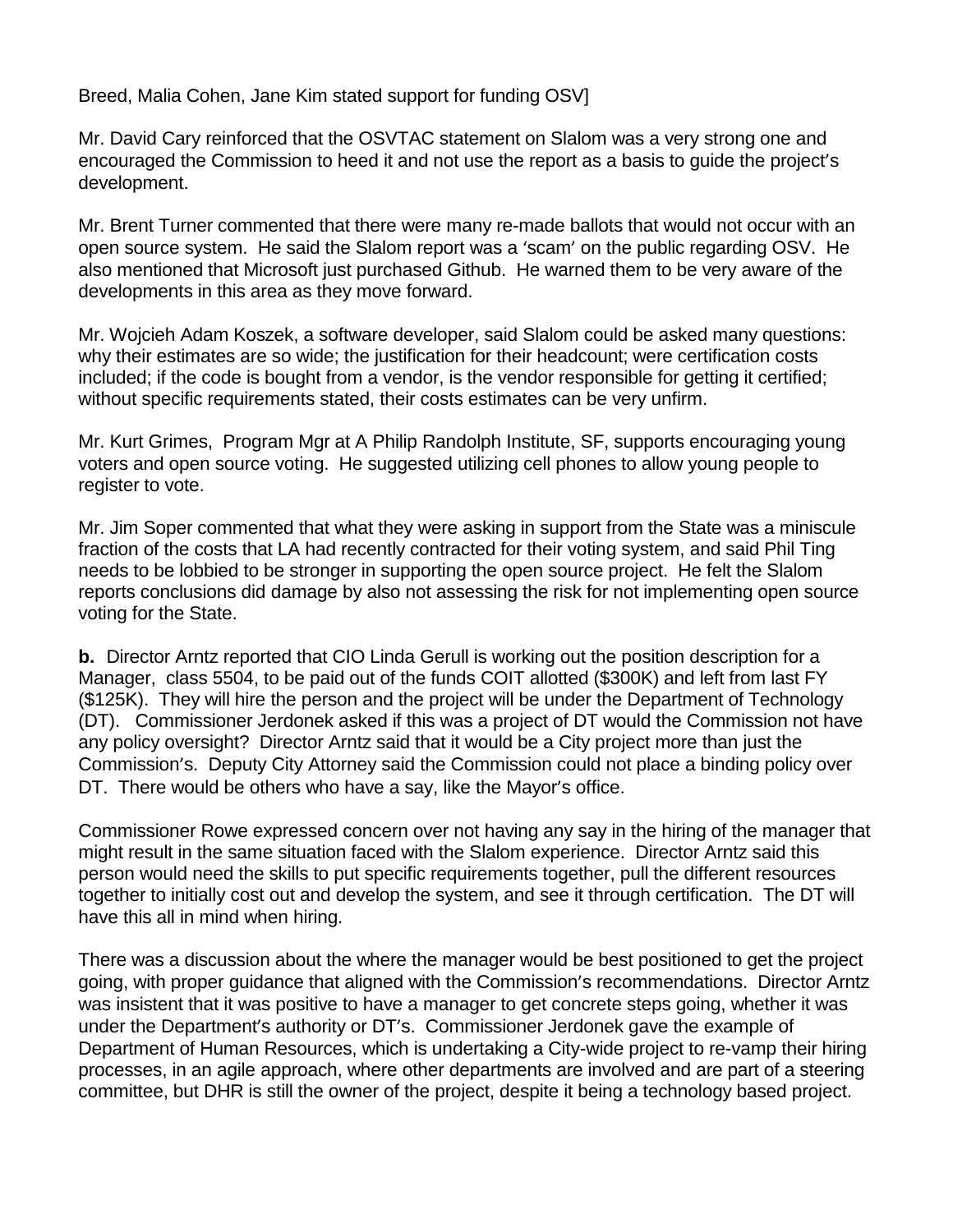Breed, Malia Cohen, Jane Kim stated support for funding OSV]

Mr. David Cary reinforced that the OSVTAC statement on Slalom was a very strong one and encouraged the Commission to heed it and not use the report as a basis to guide the project's development.

Mr. Brent Turner commented that there were many re-made ballots that would not occur with an open source system. He said the Slalom report was a 'scam' on the public regarding OSV. He also mentioned that Microsoft just purchased Github. He warned them to be very aware of the developments in this area as they move forward.

Mr. Wojcieh Adam Koszek, a software developer, said Slalom could be asked many questions: why their estimates are so wide; the justification for their headcount; were certification costs included; if the code is bought from a vendor, is the vendor responsible for getting it certified; without specific requirements stated, their costs estimates can be very unfirm.

Mr. Kurt Grimes, Program Mgr at A Philip Randolph Institute, SF, supports encouraging young voters and open source voting. He suggested utilizing cell phones to allow young people to register to vote.

Mr. Jim Soper commented that what they were asking in support from the State was a miniscule fraction of the costs that LA had recently contracted for their voting system, and said Phil Ting needs to be lobbied to be stronger in supporting the open source project. He felt the Slalom reports conclusions did damage by also not assessing the risk for not implementing open source voting for the State.

**b.** Director Arntz reported that CIO Linda Gerull is working out the position description for a Manager, class 5504, to be paid out of the funds COIT allotted ($300K) and left from last FY ($125K). They will hire the person and the project will be under the Department of Technology (DT). Commissioner Jerdonek asked if this was a project of DT would the Commission not have any policy oversight? Director Arntz said that it would be a City project more than just the Commission's. Deputy City Attorney said the Commission could not place a binding policy over DT. There would be others who have a say, like the Mayor's office.

Commissioner Rowe expressed concern over not having any say in the hiring of the manager that might result in the same situation faced with the Slalom experience. Director Arntz said this person would need the skills to put specific requirements together, pull the different resources together to initially cost out and develop the system, and see it through certification. The DT will have this all in mind when hiring.

There was a discussion about the where the manager would be best positioned to get the project going, with proper guidance that aligned with the Commission's recommendations. Director Arntz was insistent that it was positive to have a manager to get concrete steps going, whether it was under the Department's authority or DT's. Commissioner Jerdonek gave the example of Department of Human Resources, which is undertaking a City-wide project to re-vamp their hiring processes, in an agile approach, where other departments are involved and are part of a steering committee, but DHR is still the owner of the project, despite it being a technology based project.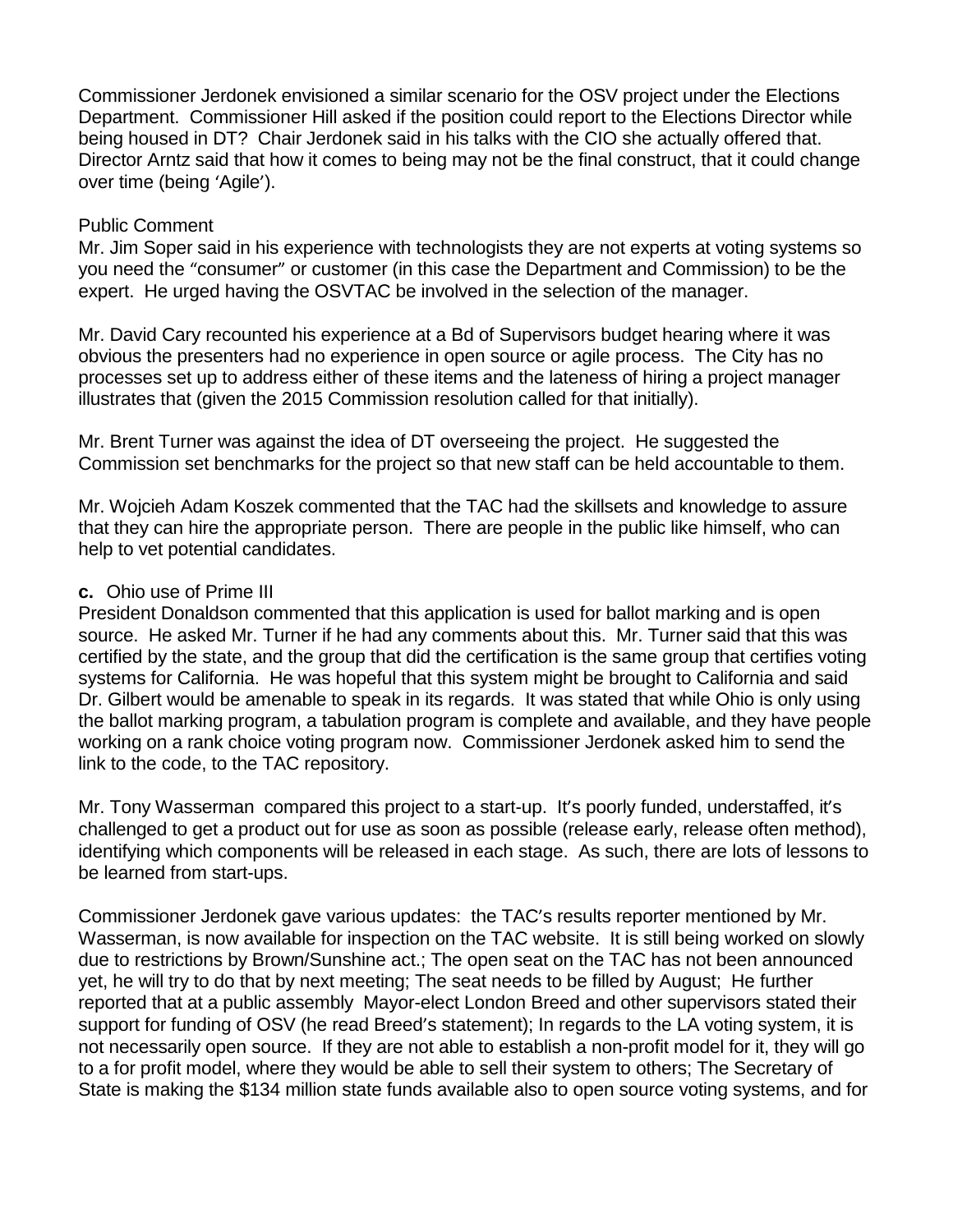Commissioner Jerdonek envisioned a similar scenario for the OSV project under the Elections Department. Commissioner Hill asked if the position could report to the Elections Director while being housed in DT? Chair Jerdonek said in his talks with the CIO she actually offered that. Director Arntz said that how it comes to being may not be the final construct, that it could change over time (being 'Agile').

Public Comment

Mr. Jim Soper said in his experience with technologists they are not experts at voting systems so you need the "consumer" or customer (in this case the Department and Commission) to be the expert. He urged having the OSVTAC be involved in the selection of the manager.

Mr. David Cary recounted his experience at a Bd of Supervisors budget hearing where it was obvious the presenters had no experience in open source or agile process. The City has no processes set up to address either of these items and the lateness of hiring a project manager illustrates that (given the 2015 Commission resolution called for that initially).

Mr. Brent Turner was against the idea of DT overseeing the project. He suggested the Commission set benchmarks for the project so that new staff can be held accountable to them.

Mr. Wojcieh Adam Koszek commented that the TAC had the skillsets and knowledge to assure that they can hire the appropriate person. There are people in the public like himself, who can help to vet potential candidates.

**c.** Ohio use of Prime III

President Donaldson commented that this application is used for ballot marking and is open source. He asked Mr. Turner if he had any comments about this. Mr. Turner said that this was certified by the state, and the group that did the certification is the same group that certifies voting systems for California. He was hopeful that this system might be brought to California and said Dr. Gilbert would be amenable to speak in its regards. It was stated that while Ohio is only using the ballot marking program, a tabulation program is complete and available, and they have people working on a rank choice voting program now. Commissioner Jerdonek asked him to send the link to the code, to the TAC repository.

Mr. Tony Wasserman compared this project to a start-up. It's poorly funded, understaffed, it's challenged to get a product out for use as soon as possible (release early, release often method), identifying which components will be released in each stage. As such, there are lots of lessons to be learned from start-ups.

Commissioner Jerdonek gave various updates: the TAC's results reporter mentioned by Mr. Wasserman, is now available for inspection on the TAC website. It is still being worked on slowly due to restrictions by Brown/Sunshine act.; The open seat on the TAC has not been announced yet, he will try to do that by next meeting; The seat needs to be filled by August; He further reported that at a public assembly Mayor-elect London Breed and other supervisors stated their support for funding of OSV (he read Breed's statement); In regards to the LA voting system, it is not necessarily open source. If they are not able to establish a non-profit model for it, they will go to a for profit model, where they would be able to sell their system to others; The Secretary of State is making the $134 million state funds available also to open source voting systems, and for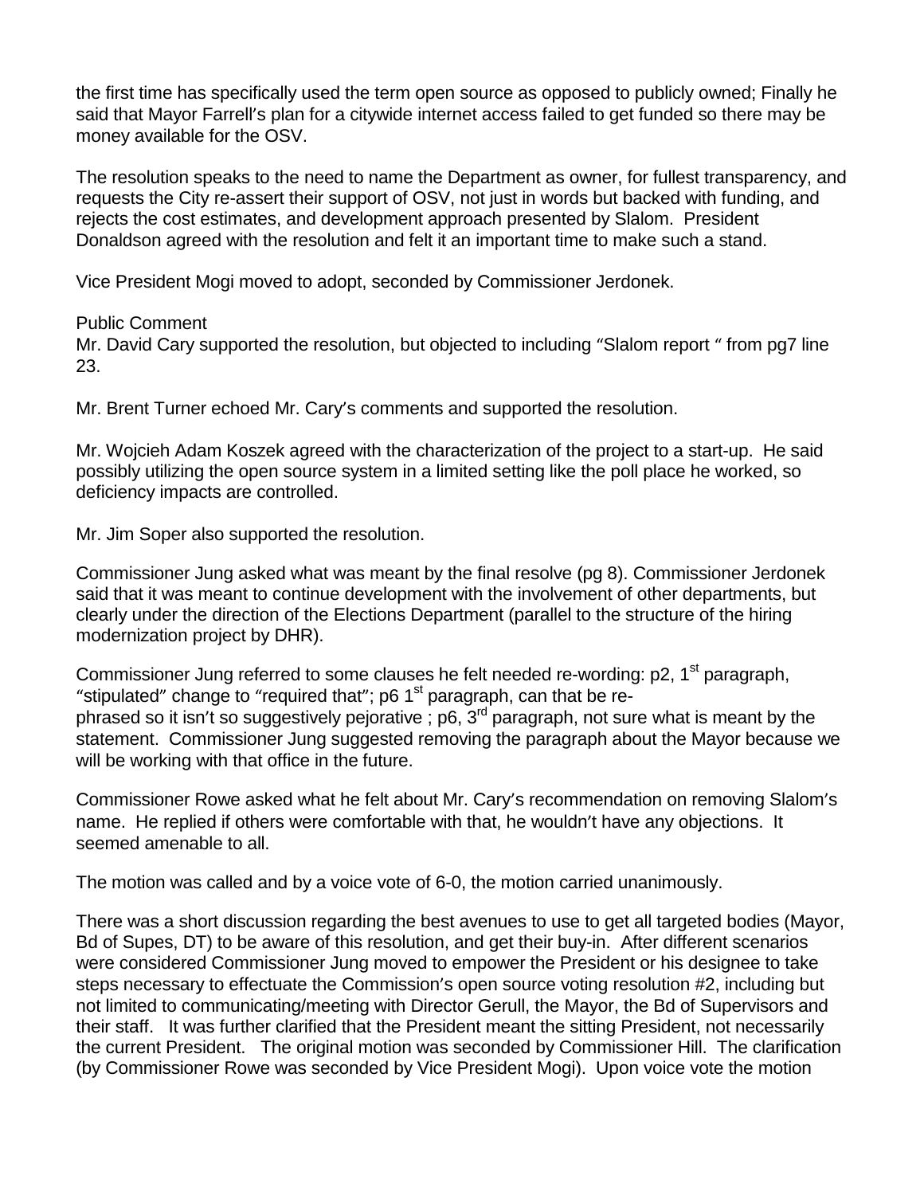the first time has specifically used the term open source as opposed to publicly owned; Finally he said that Mayor Farrell's plan for a citywide internet access failed to get funded so there may be money available for the OSV.

The resolution speaks to the need to name the Department as owner, for fullest transparency, and requests the City re-assert their support of OSV, not just in words but backed with funding, and rejects the cost estimates, and development approach presented by Slalom. President Donaldson agreed with the resolution and felt it an important time to make such a stand.

Vice President Mogi moved to adopt, seconded by Commissioner Jerdonek.

Public Comment
Mr. David Cary supported the resolution, but objected to including "Slalom report " from pg7 line 23.

Mr. Brent Turner echoed Mr. Cary's comments and supported the resolution.

Mr. Wojcieh Adam Koszek agreed with the characterization of the project to a start-up. He said possibly utilizing the open source system in a limited setting like the poll place he worked, so deficiency impacts are controlled.

Mr. Jim Soper also supported the resolution.

Commissioner Jung asked what was meant by the final resolve (pg 8). Commissioner Jerdonek said that it was meant to continue development with the involvement of other departments, but clearly under the direction of the Elections Department (parallel to the structure of the hiring modernization project by DHR).

Commissioner Jung referred to some clauses he felt needed re-wording: p2, 1st paragraph, "stipulated" change to "required that"; p6 1st paragraph, can that be re-phrased so it isn't so suggestively pejorative ; p6, 3rd paragraph, not sure what is meant by the statement. Commissioner Jung suggested removing the paragraph about the Mayor because we will be working with that office in the future.

Commissioner Rowe asked what he felt about Mr. Cary's recommendation on removing Slalom's name. He replied if others were comfortable with that, he wouldn't have any objections. It seemed amenable to all.

The motion was called and by a voice vote of 6-0, the motion carried unanimously.

There was a short discussion regarding the best avenues to use to get all targeted bodies (Mayor, Bd of Supes, DT) to be aware of this resolution, and get their buy-in. After different scenarios were considered Commissioner Jung moved to empower the President or his designee to take steps necessary to effectuate the Commission's open source voting resolution #2, including but not limited to communicating/meeting with Director Gerull, the Mayor, the Bd of Supervisors and their staff. It was further clarified that the President meant the sitting President, not necessarily the current President. The original motion was seconded by Commissioner Hill. The clarification (by Commissioner Rowe was seconded by Vice President Mogi). Upon voice vote the motion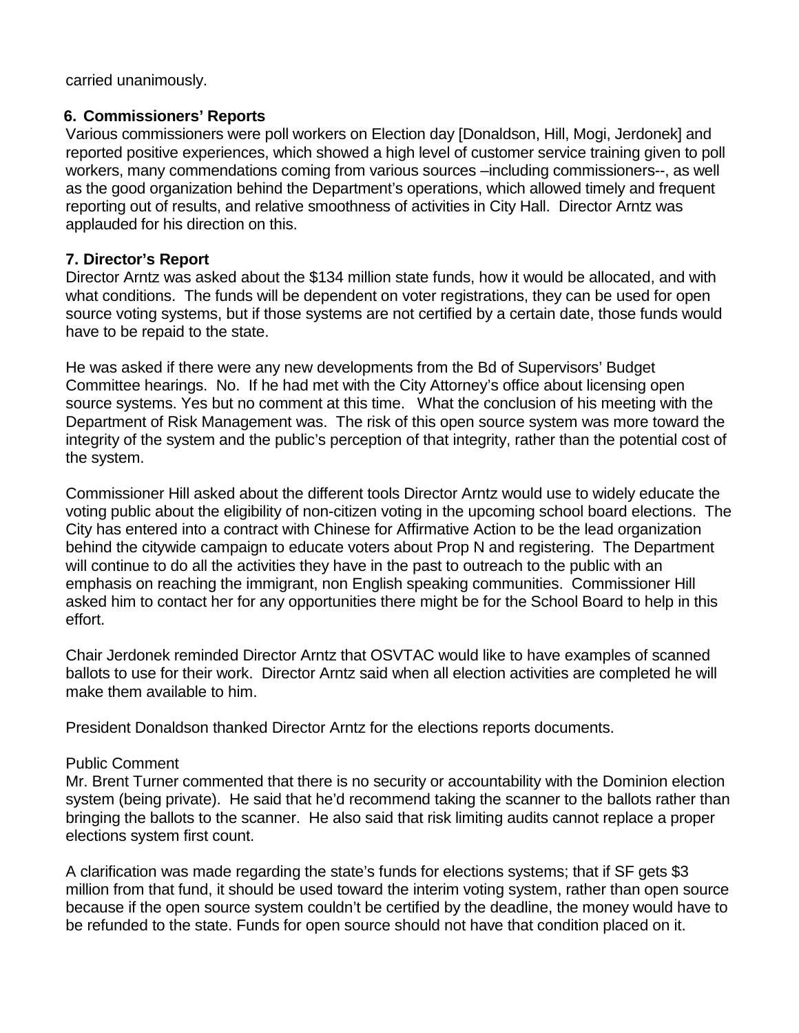carried unanimously.

**6. Commissioners' Reports**

Various commissioners were poll workers on Election day [Donaldson, Hill, Mogi, Jerdonek] and reported positive experiences, which showed a high level of customer service training given to poll workers, many commendations coming from various sources –including commissioners--, as well as the good organization behind the Department's operations, which allowed timely and frequent reporting out of results, and relative smoothness of activities in City Hall. Director Arntz was applauded for his direction on this.

**7. Director's Report**

Director Arntz was asked about the $134 million state funds, how it would be allocated, and with what conditions. The funds will be dependent on voter registrations, they can be used for open source voting systems, but if those systems are not certified by a certain date, those funds would have to be repaid to the state.

He was asked if there were any new developments from the Bd of Supervisors' Budget Committee hearings. No. If he had met with the City Attorney's office about licensing open source systems. Yes but no comment at this time. What the conclusion of his meeting with the Department of Risk Management was. The risk of this open source system was more toward the integrity of the system and the public's perception of that integrity, rather than the potential cost of the system.

Commissioner Hill asked about the different tools Director Arntz would use to widely educate the voting public about the eligibility of non-citizen voting in the upcoming school board elections. The City has entered into a contract with Chinese for Affirmative Action to be the lead organization behind the citywide campaign to educate voters about Prop N and registering. The Department will continue to do all the activities they have in the past to outreach to the public with an emphasis on reaching the immigrant, non English speaking communities. Commissioner Hill asked him to contact her for any opportunities there might be for the School Board to help in this effort.

Chair Jerdonek reminded Director Arntz that OSVTAC would like to have examples of scanned ballots to use for their work. Director Arntz said when all election activities are completed he will make them available to him.

President Donaldson thanked Director Arntz for the elections reports documents.

Public Comment

Mr. Brent Turner commented that there is no security or accountability with the Dominion election system (being private). He said that he'd recommend taking the scanner to the ballots rather than bringing the ballots to the scanner. He also said that risk limiting audits cannot replace a proper elections system first count.

A clarification was made regarding the state's funds for elections systems; that if SF gets $3 million from that fund, it should be used toward the interim voting system, rather than open source because if the open source system couldn't be certified by the deadline, the money would have to be refunded to the state. Funds for open source should not have that condition placed on it.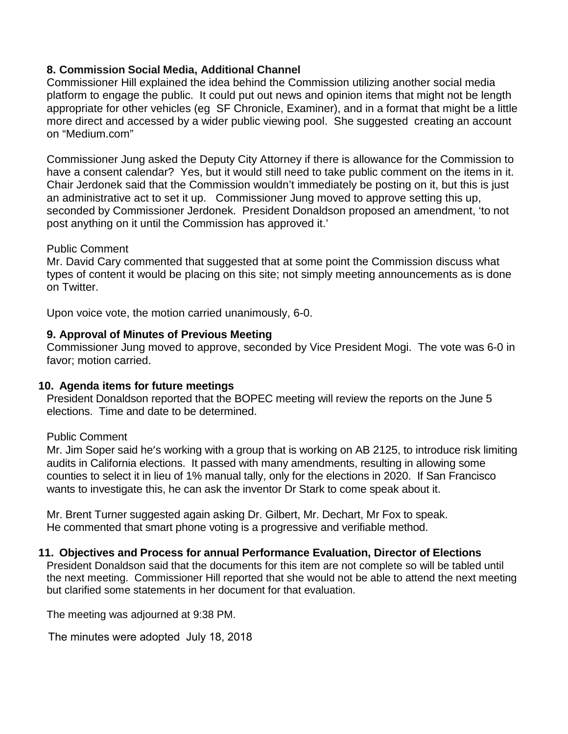**8. Commission Social Media, Additional Channel**

Commissioner Hill explained the idea behind the Commission utilizing another social media platform to engage the public. It could put out news and opinion items that might not be length appropriate for other vehicles (eg SF Chronicle, Examiner), and in a format that might be a little more direct and accessed by a wider public viewing pool. She suggested creating an account on "Medium.com"

Commissioner Jung asked the Deputy City Attorney if there is allowance for the Commission to have a consent calendar? Yes, but it would still need to take public comment on the items in it. Chair Jerdonek said that the Commission wouldn't immediately be posting on it, but this is just an administrative act to set it up. Commissioner Jung moved to approve setting this up, seconded by Commissioner Jerdonek. President Donaldson proposed an amendment, 'to not post anything on it until the Commission has approved it.'

Public Comment

Mr. David Cary commented that suggested that at some point the Commission discuss what types of content it would be placing on this site; not simply meeting announcements as is done on Twitter.

Upon voice vote, the motion carried unanimously, 6-0.

**9. Approval of Minutes of Previous Meeting**

Commissioner Jung moved to approve, seconded by Vice President Mogi. The vote was 6-0 in favor; motion carried.

**10. Agenda items for future meetings**

President Donaldson reported that the BOPEC meeting will review the reports on the June 5 elections. Time and date to be determined.

Public Comment

Mr. Jim Soper said he's working with a group that is working on AB 2125, to introduce risk limiting audits in California elections. It passed with many amendments, resulting in allowing some counties to select it in lieu of 1% manual tally, only for the elections in 2020. If San Francisco wants to investigate this, he can ask the inventor Dr Stark to come speak about it.

Mr. Brent Turner suggested again asking Dr. Gilbert, Mr. Dechart, Mr Fox to speak. He commented that smart phone voting is a progressive and verifiable method.

**11. Objectives and Process for annual Performance Evaluation, Director of Elections**

President Donaldson said that the documents for this item are not complete so will be tabled until the next meeting. Commissioner Hill reported that she would not be able to attend the next meeting but clarified some statements in her document for that evaluation.

The meeting was adjourned at 9:38 PM.

The minutes were adopted July 18, 2018